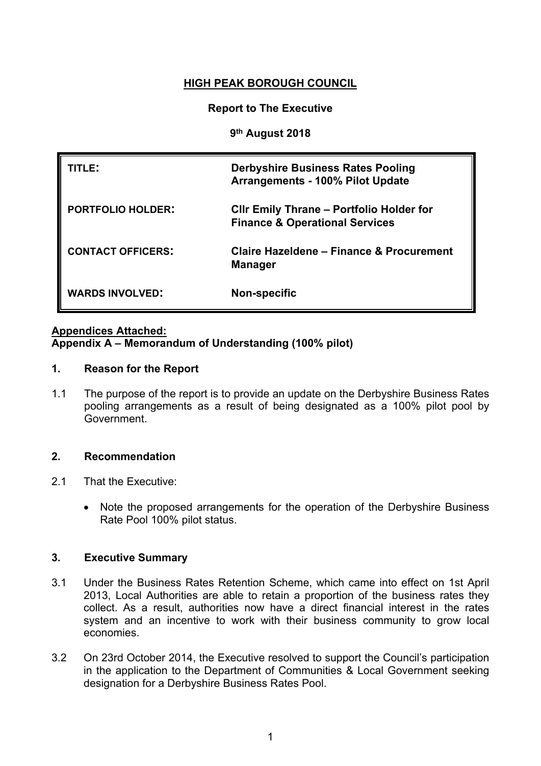# HIGH PEAK BOROUGH COUNCIL

**Report to The Executive**

**9th August 2018**

| | |
|---|---|
| **TITLE:** | **Derbyshire Business Rates Pooling Arrangements - 100% Pilot Update** |
| **PORTFOLIO HOLDER:** | **Cllr Emily Thrane – Portfolio Holder for Finance & Operational Services** |
| **CONTACT OFFICERS:** | **Claire Hazeldene – Finance & Procurement Manager** |
| **WARDS INVOLVED:** | **Non-specific** |

**Appendices Attached:**
**Appendix A – Memorandum of Understanding (100% pilot)**

## 1. Reason for the Report

1.1 The purpose of the report is to provide an update on the Derbyshire Business Rates pooling arrangements as a result of being designated as a 100% pilot pool by Government.

## 2. Recommendation

2.1 That the Executive:

- Note the proposed arrangements for the operation of the Derbyshire Business Rate Pool 100% pilot status.

## 3. Executive Summary

3.1 Under the Business Rates Retention Scheme, which came into effect on 1st April 2013, Local Authorities are able to retain a proportion of the business rates they collect. As a result, authorities now have a direct financial interest in the rates system and an incentive to work with their business community to grow local economies.

3.2 On 23rd October 2014, the Executive resolved to support the Council's participation in the application to the Department of Communities & Local Government seeking designation for a Derbyshire Business Rates Pool.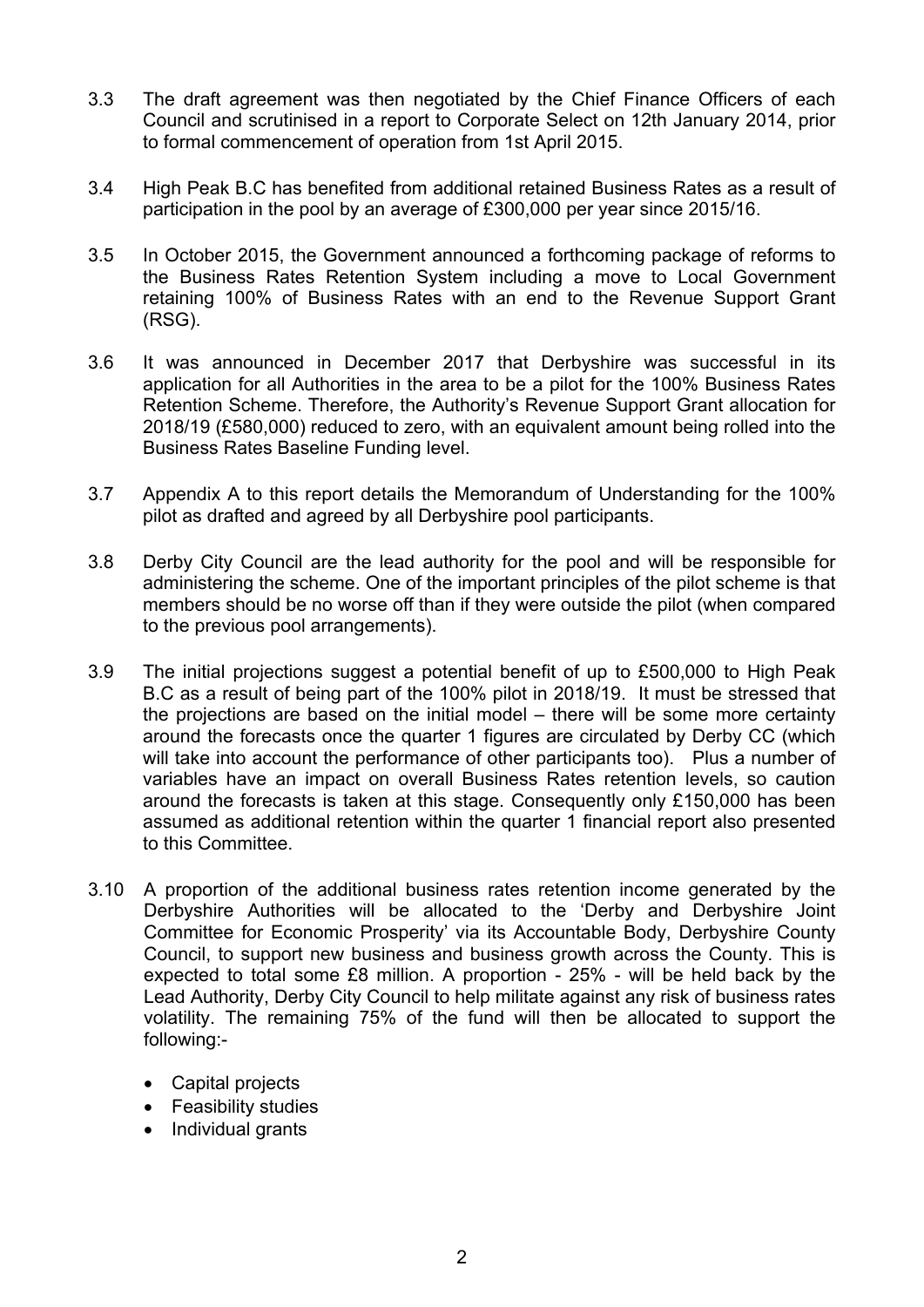3.3 The draft agreement was then negotiated by the Chief Finance Officers of each Council and scrutinised in a report to Corporate Select on 12th January 2014, prior to formal commencement of operation from 1st April 2015.

3.4 High Peak B.C has benefited from additional retained Business Rates as a result of participation in the pool by an average of £300,000 per year since 2015/16.

3.5 In October 2015, the Government announced a forthcoming package of reforms to the Business Rates Retention System including a move to Local Government retaining 100% of Business Rates with an end to the Revenue Support Grant (RSG).

3.6 It was announced in December 2017 that Derbyshire was successful in its application for all Authorities in the area to be a pilot for the 100% Business Rates Retention Scheme. Therefore, the Authority's Revenue Support Grant allocation for 2018/19 (£580,000) reduced to zero, with an equivalent amount being rolled into the Business Rates Baseline Funding level.

3.7 Appendix A to this report details the Memorandum of Understanding for the 100% pilot as drafted and agreed by all Derbyshire pool participants.

3.8 Derby City Council are the lead authority for the pool and will be responsible for administering the scheme. One of the important principles of the pilot scheme is that members should be no worse off than if they were outside the pilot (when compared to the previous pool arrangements).

3.9 The initial projections suggest a potential benefit of up to £500,000 to High Peak B.C as a result of being part of the 100% pilot in 2018/19. It must be stressed that the projections are based on the initial model – there will be some more certainty around the forecasts once the quarter 1 figures are circulated by Derby CC (which will take into account the performance of other participants too). Plus a number of variables have an impact on overall Business Rates retention levels, so caution around the forecasts is taken at this stage. Consequently only £150,000 has been assumed as additional retention within the quarter 1 financial report also presented to this Committee.

3.10 A proportion of the additional business rates retention income generated by the Derbyshire Authorities will be allocated to the 'Derby and Derbyshire Joint Committee for Economic Prosperity' via its Accountable Body, Derbyshire County Council, to support new business and business growth across the County. This is expected to total some £8 million. A proportion - 25% - will be held back by the Lead Authority, Derby City Council to help militate against any risk of business rates volatility. The remaining 75% of the fund will then be allocated to support the following:-

- Capital projects
- Feasibility studies
- Individual grants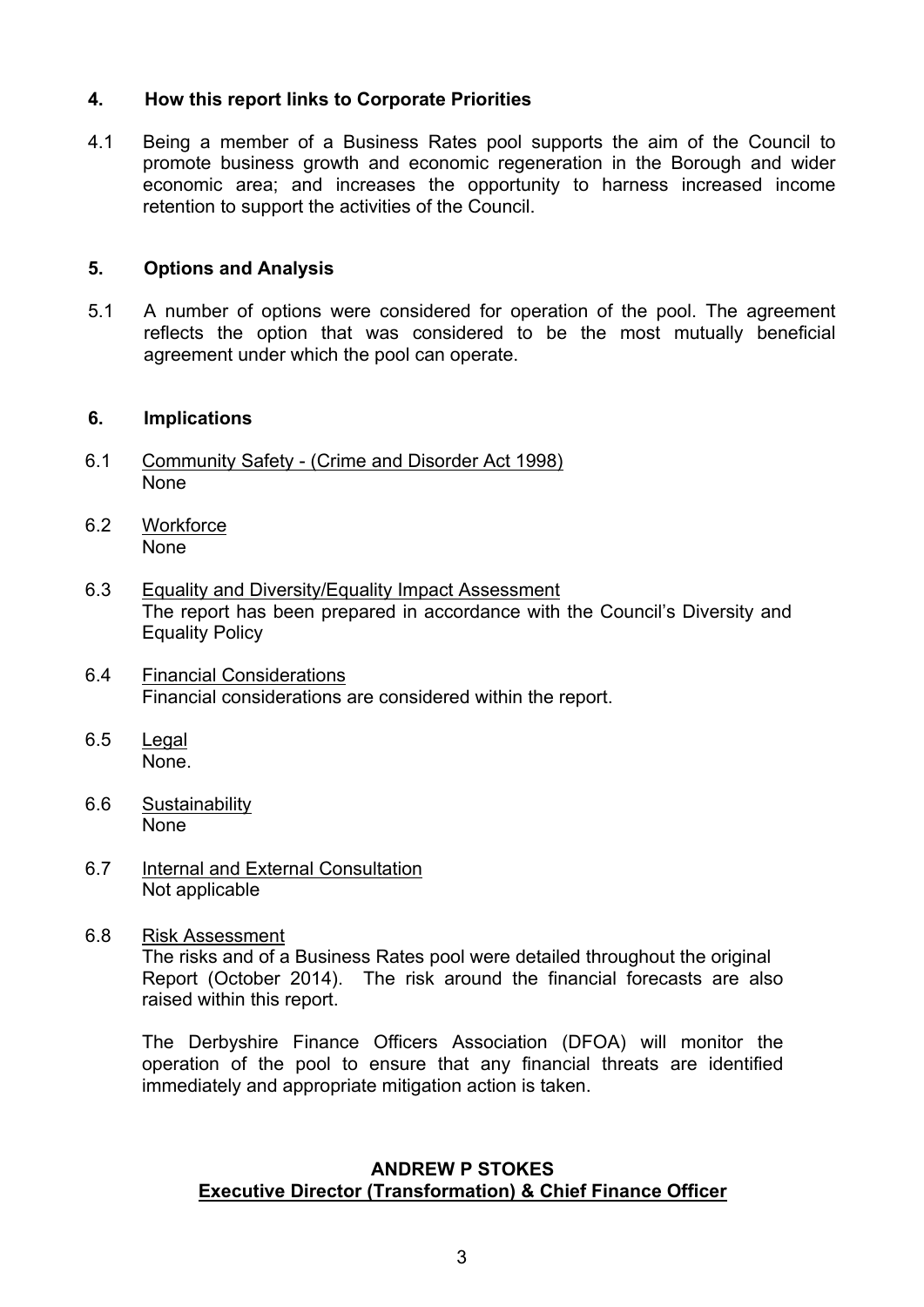## 4. How this report links to Corporate Priorities

4.1 Being a member of a Business Rates pool supports the aim of the Council to promote business growth and economic regeneration in the Borough and wider economic area; and increases the opportunity to harness increased income retention to support the activities of the Council.

## 5. Options and Analysis

5.1 A number of options were considered for operation of the pool. The agreement reflects the option that was considered to be the most mutually beneficial agreement under which the pool can operate.

## 6. Implications

6.1 Community Safety - (Crime and Disorder Act 1998)
None

6.2 Workforce
None

6.3 Equality and Diversity/Equality Impact Assessment
The report has been prepared in accordance with the Council's Diversity and Equality Policy

6.4 Financial Considerations
Financial considerations are considered within the report.

6.5 Legal
None.

6.6 Sustainability
None

6.7 Internal and External Consultation
Not applicable

6.8 Risk Assessment
The risks and of a Business Rates pool were detailed throughout the original Report (October 2014). The risk around the financial forecasts are also raised within this report.

The Derbyshire Finance Officers Association (DFOA) will monitor the operation of the pool to ensure that any financial threats are identified immediately and appropriate mitigation action is taken.

**ANDREW P STOKES**
**Executive Director (Transformation) & Chief Finance Officer**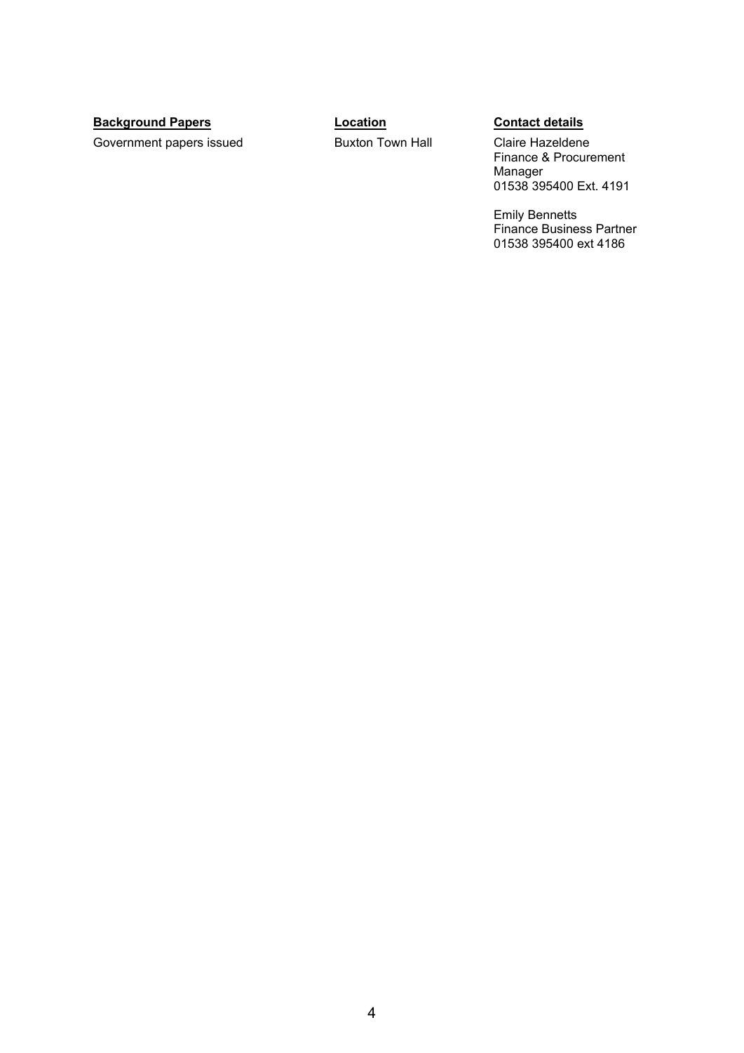| **Background Papers** | **Location** | **Contact details** |
| --- | --- | --- |
| Government papers issued | Buxton Town Hall | Claire Hazeldene<br>Finance & Procurement Manager<br>01538 395400 Ext. 4191<br><br>Emily Bennetts<br>Finance Business Partner<br>01538 395400 ext 4186 |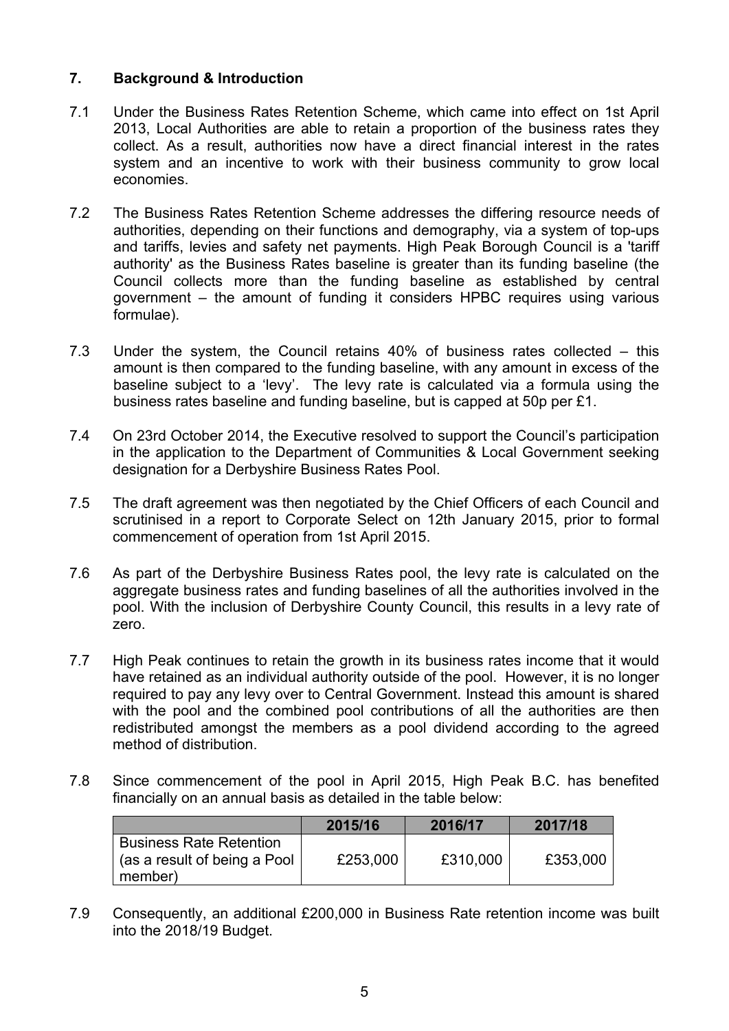## 7. Background & Introduction

7.1 Under the Business Rates Retention Scheme, which came into effect on 1st April 2013, Local Authorities are able to retain a proportion of the business rates they collect. As a result, authorities now have a direct financial interest in the rates system and an incentive to work with their business community to grow local economies.

7.2 The Business Rates Retention Scheme addresses the differing resource needs of authorities, depending on their functions and demography, via a system of top-ups and tariffs, levies and safety net payments. High Peak Borough Council is a 'tariff authority' as the Business Rates baseline is greater than its funding baseline (the Council collects more than the funding baseline as established by central government – the amount of funding it considers HPBC requires using various formulae).

7.3 Under the system, the Council retains 40% of business rates collected – this amount is then compared to the funding baseline, with any amount in excess of the baseline subject to a 'levy'. The levy rate is calculated via a formula using the business rates baseline and funding baseline, but is capped at 50p per £1.

7.4 On 23rd October 2014, the Executive resolved to support the Council's participation in the application to the Department of Communities & Local Government seeking designation for a Derbyshire Business Rates Pool.

7.5 The draft agreement was then negotiated by the Chief Officers of each Council and scrutinised in a report to Corporate Select on 12th January 2015, prior to formal commencement of operation from 1st April 2015.

7.6 As part of the Derbyshire Business Rates pool, the levy rate is calculated on the aggregate business rates and funding baselines of all the authorities involved in the pool. With the inclusion of Derbyshire County Council, this results in a levy rate of zero.

7.7 High Peak continues to retain the growth in its business rates income that it would have retained as an individual authority outside of the pool. However, it is no longer required to pay any levy over to Central Government. Instead this amount is shared with the pool and the combined pool contributions of all the authorities are then redistributed amongst the members as a pool dividend according to the agreed method of distribution.

7.8 Since commencement of the pool in April 2015, High Peak B.C. has benefited financially on an annual basis as detailed in the table below:

| | 2015/16 | 2016/17 | 2017/18 |
|---|---|---|---|
| Business Rate Retention (as a result of being a Pool member) | £253,000 | £310,000 | £353,000 |

7.9 Consequently, an additional £200,000 in Business Rate retention income was built into the 2018/19 Budget.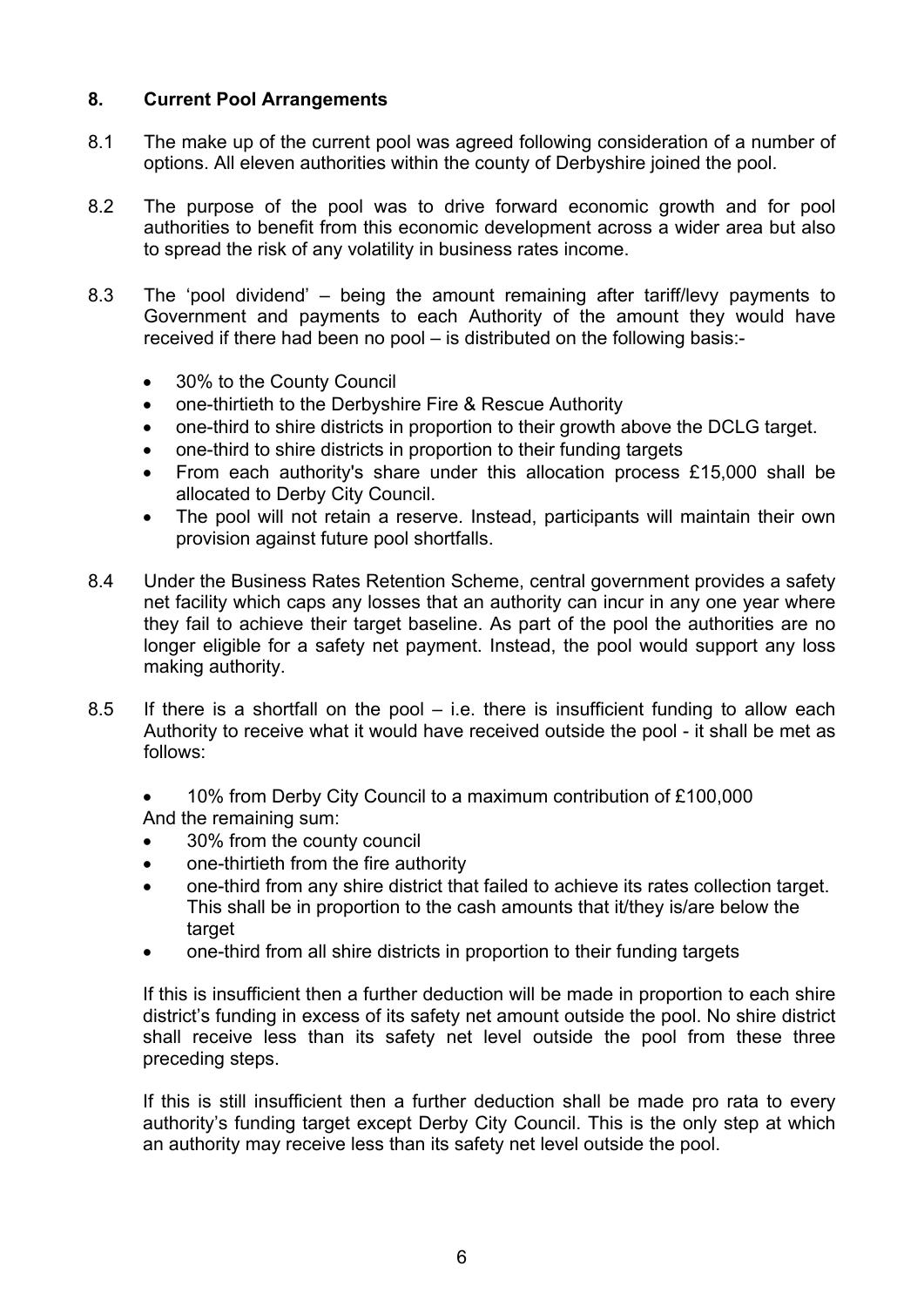## 8. Current Pool Arrangements

8.1 The make up of the current pool was agreed following consideration of a number of options. All eleven authorities within the county of Derbyshire joined the pool.

8.2 The purpose of the pool was to drive forward economic growth and for pool authorities to benefit from this economic development across a wider area but also to spread the risk of any volatility in business rates income.

8.3 The 'pool dividend' – being the amount remaining after tariff/levy payments to Government and payments to each Authority of the amount they would have received if there had been no pool – is distributed on the following basis:-

- 30% to the County Council
- one-thirtieth to the Derbyshire Fire & Rescue Authority
- one-third to shire districts in proportion to their growth above the DCLG target.
- one-third to shire districts in proportion to their funding targets
- From each authority's share under this allocation process £15,000 shall be allocated to Derby City Council.
- The pool will not retain a reserve. Instead, participants will maintain their own provision against future pool shortfalls.

8.4 Under the Business Rates Retention Scheme, central government provides a safety net facility which caps any losses that an authority can incur in any one year where they fail to achieve their target baseline. As part of the pool the authorities are no longer eligible for a safety net payment. Instead, the pool would support any loss making authority.

8.5 If there is a shortfall on the pool – i.e. there is insufficient funding to allow each Authority to receive what it would have received outside the pool - it shall be met as follows:

- 10% from Derby City Council to a maximum contribution of £100,000

And the remaining sum:

- 30% from the county council
- one-thirtieth from the fire authority
- one-third from any shire district that failed to achieve its rates collection target. This shall be in proportion to the cash amounts that it/they is/are below the target
- one-third from all shire districts in proportion to their funding targets

If this is insufficient then a further deduction will be made in proportion to each shire district's funding in excess of its safety net amount outside the pool. No shire district shall receive less than its safety net level outside the pool from these three preceding steps.

If this is still insufficient then a further deduction shall be made pro rata to every authority's funding target except Derby City Council. This is the only step at which an authority may receive less than its safety net level outside the pool.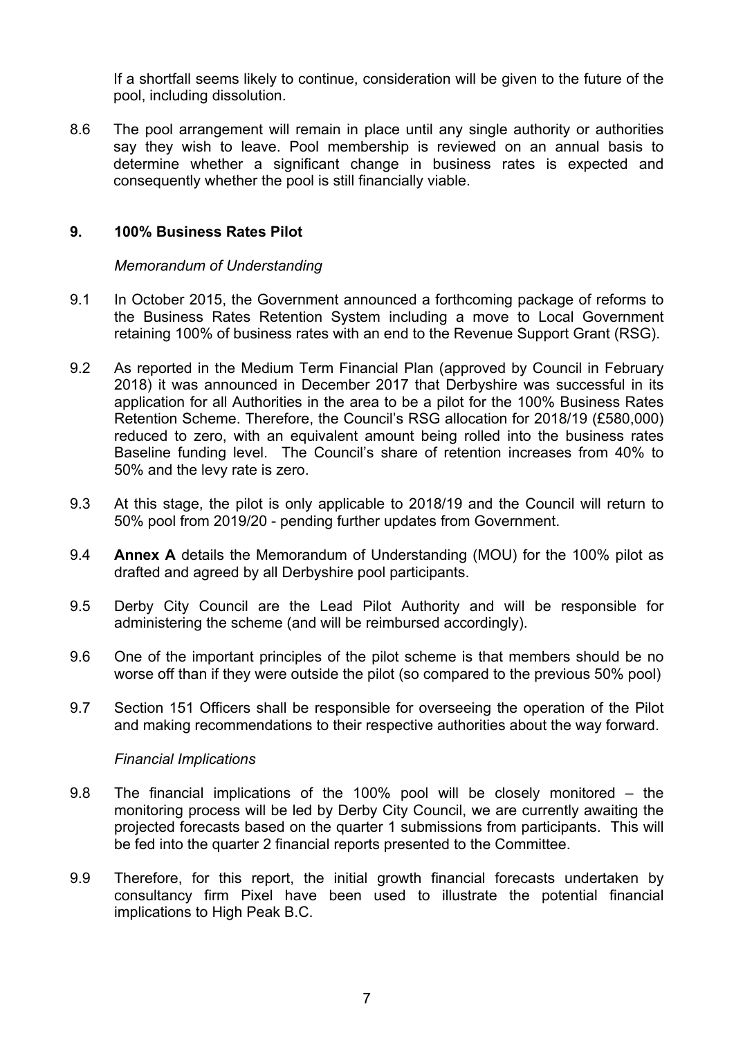If a shortfall seems likely to continue, consideration will be given to the future of the pool, including dissolution.

8.6 The pool arrangement will remain in place until any single authority or authorities say they wish to leave. Pool membership is reviewed on an annual basis to determine whether a significant change in business rates is expected and consequently whether the pool is still financially viable.

## 9. 100% Business Rates Pilot

*Memorandum of Understanding*

9.1 In October 2015, the Government announced a forthcoming package of reforms to the Business Rates Retention System including a move to Local Government retaining 100% of business rates with an end to the Revenue Support Grant (RSG).

9.2 As reported in the Medium Term Financial Plan (approved by Council in February 2018) it was announced in December 2017 that Derbyshire was successful in its application for all Authorities in the area to be a pilot for the 100% Business Rates Retention Scheme. Therefore, the Council's RSG allocation for 2018/19 (£580,000) reduced to zero, with an equivalent amount being rolled into the business rates Baseline funding level. The Council's share of retention increases from 40% to 50% and the levy rate is zero.

9.3 At this stage, the pilot is only applicable to 2018/19 and the Council will return to 50% pool from 2019/20 - pending further updates from Government.

9.4 **Annex A** details the Memorandum of Understanding (MOU) for the 100% pilot as drafted and agreed by all Derbyshire pool participants.

9.5 Derby City Council are the Lead Pilot Authority and will be responsible for administering the scheme (and will be reimbursed accordingly).

9.6 One of the important principles of the pilot scheme is that members should be no worse off than if they were outside the pilot (so compared to the previous 50% pool)

9.7 Section 151 Officers shall be responsible for overseeing the operation of the Pilot and making recommendations to their respective authorities about the way forward.

*Financial Implications*

9.8 The financial implications of the 100% pool will be closely monitored – the monitoring process will be led by Derby City Council, we are currently awaiting the projected forecasts based on the quarter 1 submissions from participants. This will be fed into the quarter 2 financial reports presented to the Committee.

9.9 Therefore, for this report, the initial growth financial forecasts undertaken by consultancy firm Pixel have been used to illustrate the potential financial implications to High Peak B.C.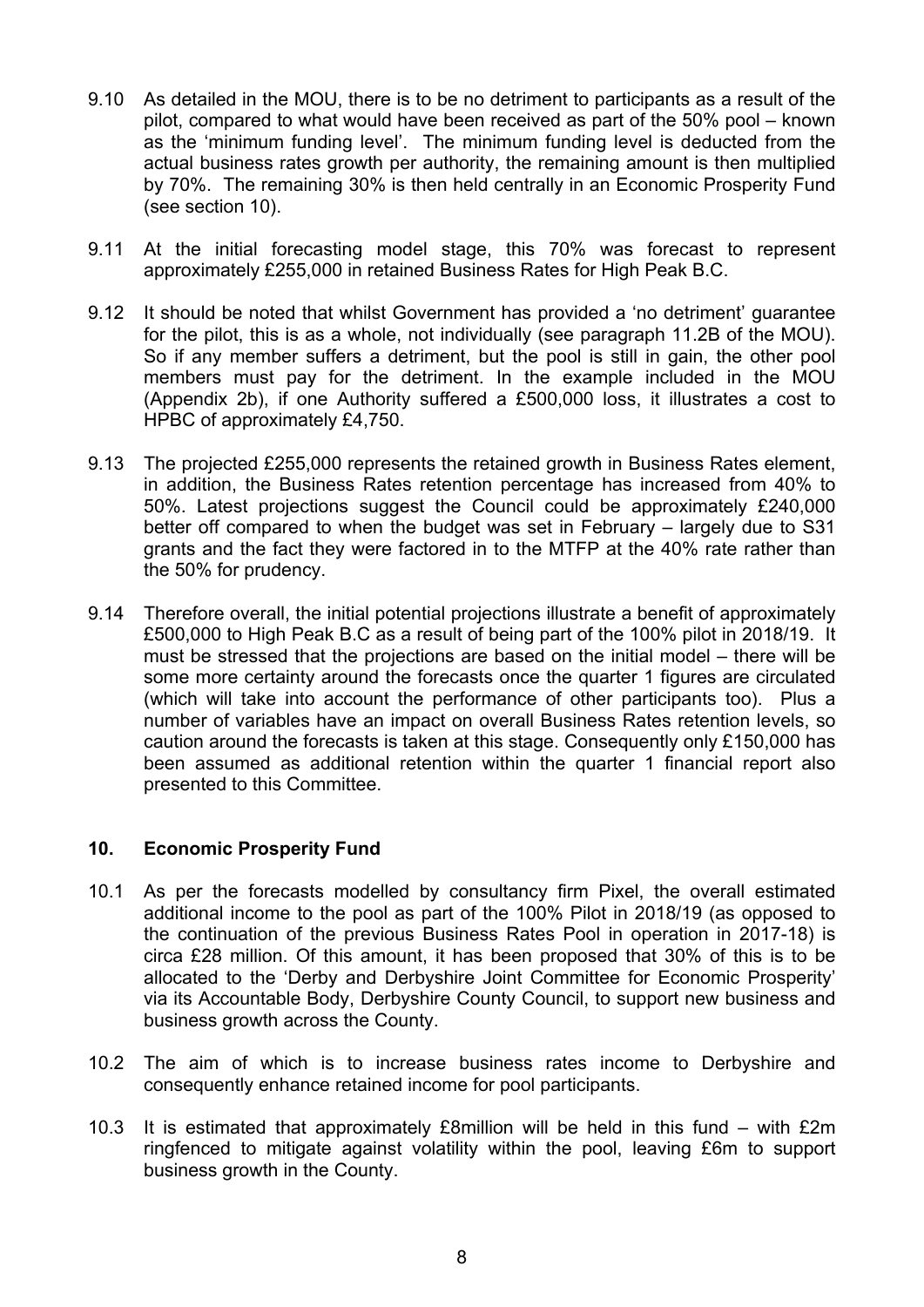9.10 As detailed in the MOU, there is to be no detriment to participants as a result of the pilot, compared to what would have been received as part of the 50% pool – known as the 'minimum funding level'. The minimum funding level is deducted from the actual business rates growth per authority, the remaining amount is then multiplied by 70%. The remaining 30% is then held centrally in an Economic Prosperity Fund (see section 10).

9.11 At the initial forecasting model stage, this 70% was forecast to represent approximately £255,000 in retained Business Rates for High Peak B.C.

9.12 It should be noted that whilst Government has provided a 'no detriment' guarantee for the pilot, this is as a whole, not individually (see paragraph 11.2B of the MOU). So if any member suffers a detriment, but the pool is still in gain, the other pool members must pay for the detriment. In the example included in the MOU (Appendix 2b), if one Authority suffered a £500,000 loss, it illustrates a cost to HPBC of approximately £4,750.

9.13 The projected £255,000 represents the retained growth in Business Rates element, in addition, the Business Rates retention percentage has increased from 40% to 50%. Latest projections suggest the Council could be approximately £240,000 better off compared to when the budget was set in February – largely due to S31 grants and the fact they were factored in to the MTFP at the 40% rate rather than the 50% for prudency.

9.14 Therefore overall, the initial potential projections illustrate a benefit of approximately £500,000 to High Peak B.C as a result of being part of the 100% pilot in 2018/19. It must be stressed that the projections are based on the initial model – there will be some more certainty around the forecasts once the quarter 1 figures are circulated (which will take into account the performance of other participants too). Plus a number of variables have an impact on overall Business Rates retention levels, so caution around the forecasts is taken at this stage. Consequently only £150,000 has been assumed as additional retention within the quarter 1 financial report also presented to this Committee.

## 10. Economic Prosperity Fund

10.1 As per the forecasts modelled by consultancy firm Pixel, the overall estimated additional income to the pool as part of the 100% Pilot in 2018/19 (as opposed to the continuation of the previous Business Rates Pool in operation in 2017-18) is circa £28 million. Of this amount, it has been proposed that 30% of this is to be allocated to the 'Derby and Derbyshire Joint Committee for Economic Prosperity' via its Accountable Body, Derbyshire County Council, to support new business and business growth across the County.

10.2 The aim of which is to increase business rates income to Derbyshire and consequently enhance retained income for pool participants.

10.3 It is estimated that approximately £8million will be held in this fund – with £2m ringfenced to mitigate against volatility within the pool, leaving £6m to support business growth in the County.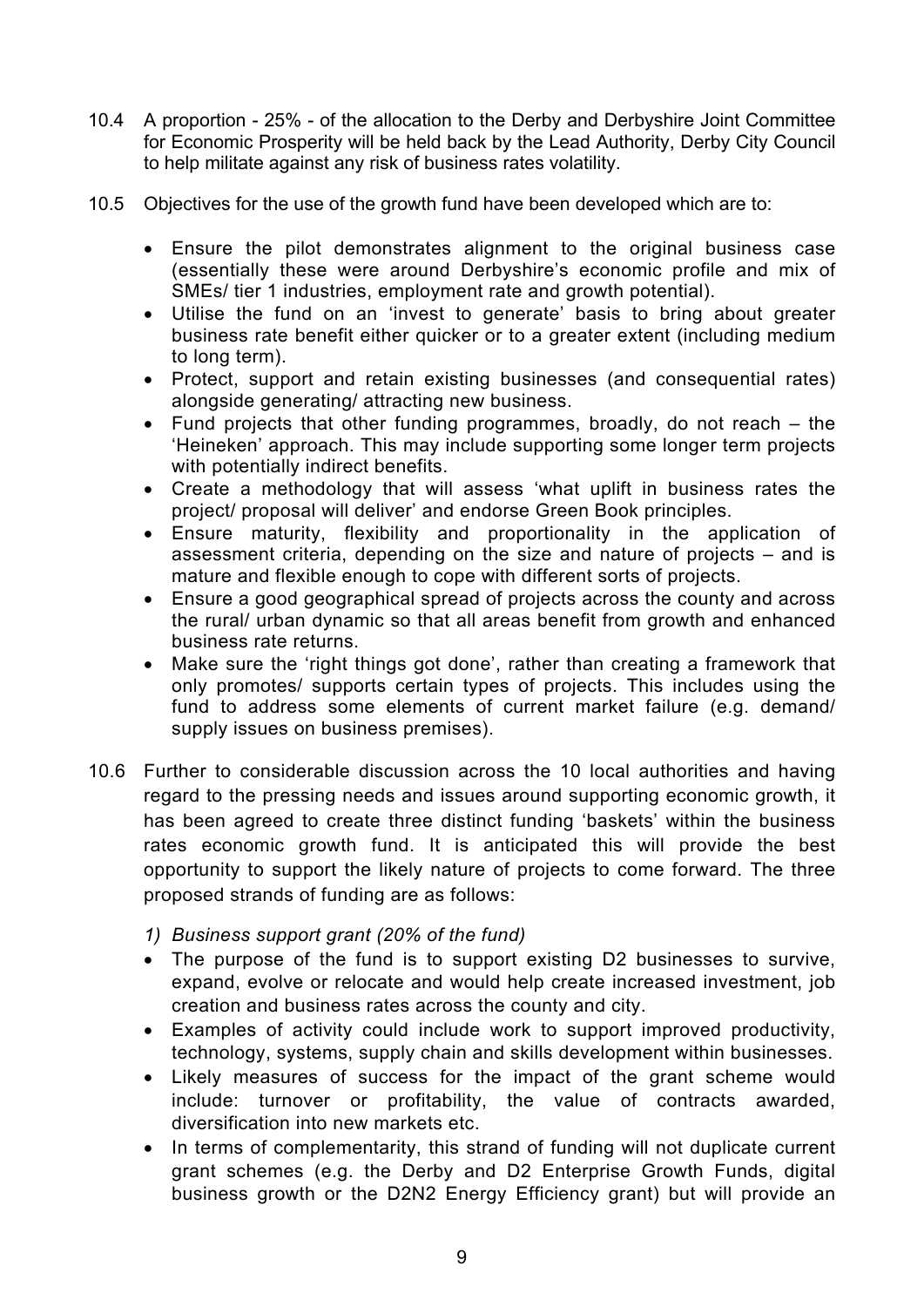10.4 A proportion - 25% - of the allocation to the Derby and Derbyshire Joint Committee for Economic Prosperity will be held back by the Lead Authority, Derby City Council to help militate against any risk of business rates volatility.

10.5 Objectives for the use of the growth fund have been developed which are to:

- Ensure the pilot demonstrates alignment to the original business case (essentially these were around Derbyshire's economic profile and mix of SMEs/ tier 1 industries, employment rate and growth potential).
- Utilise the fund on an 'invest to generate' basis to bring about greater business rate benefit either quicker or to a greater extent (including medium to long term).
- Protect, support and retain existing businesses (and consequential rates) alongside generating/ attracting new business.
- Fund projects that other funding programmes, broadly, do not reach – the 'Heineken' approach. This may include supporting some longer term projects with potentially indirect benefits.
- Create a methodology that will assess 'what uplift in business rates the project/ proposal will deliver' and endorse Green Book principles.
- Ensure maturity, flexibility and proportionality in the application of assessment criteria, depending on the size and nature of projects – and is mature and flexible enough to cope with different sorts of projects.
- Ensure a good geographical spread of projects across the county and across the rural/ urban dynamic so that all areas benefit from growth and enhanced business rate returns.
- Make sure the 'right things got done', rather than creating a framework that only promotes/ supports certain types of projects. This includes using the fund to address some elements of current market failure (e.g. demand/ supply issues on business premises).

10.6 Further to considerable discussion across the 10 local authorities and having regard to the pressing needs and issues around supporting economic growth, it has been agreed to create three distinct funding 'baskets' within the business rates economic growth fund. It is anticipated this will provide the best opportunity to support the likely nature of projects to come forward. The three proposed strands of funding are as follows:

*1) Business support grant (20% of the fund)*

- The purpose of the fund is to support existing D2 businesses to survive, expand, evolve or relocate and would help create increased investment, job creation and business rates across the county and city.
- Examples of activity could include work to support improved productivity, technology, systems, supply chain and skills development within businesses.
- Likely measures of success for the impact of the grant scheme would include: turnover or profitability, the value of contracts awarded, diversification into new markets etc.
- In terms of complementarity, this strand of funding will not duplicate current grant schemes (e.g. the Derby and D2 Enterprise Growth Funds, digital business growth or the D2N2 Energy Efficiency grant) but will provide an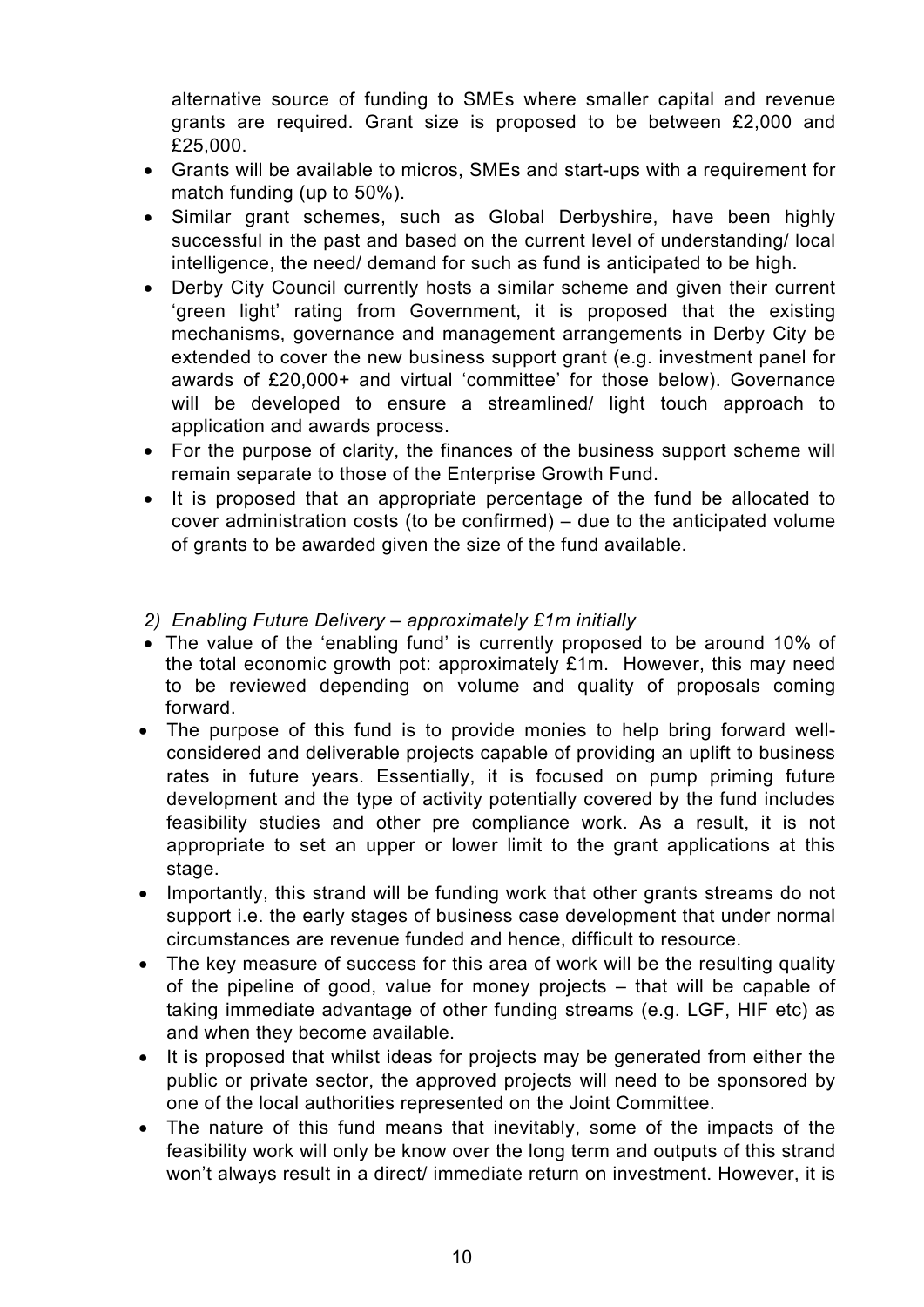alternative source of funding to SMEs where smaller capital and revenue grants are required. Grant size is proposed to be between £2,000 and £25,000.

- Grants will be available to micros, SMEs and start-ups with a requirement for match funding (up to 50%).
- Similar grant schemes, such as Global Derbyshire, have been highly successful in the past and based on the current level of understanding/ local intelligence, the need/ demand for such as fund is anticipated to be high.
- Derby City Council currently hosts a similar scheme and given their current 'green light' rating from Government, it is proposed that the existing mechanisms, governance and management arrangements in Derby City be extended to cover the new business support grant (e.g. investment panel for awards of £20,000+ and virtual 'committee' for those below). Governance will be developed to ensure a streamlined/ light touch approach to application and awards process.
- For the purpose of clarity, the finances of the business support scheme will remain separate to those of the Enterprise Growth Fund.
- It is proposed that an appropriate percentage of the fund be allocated to cover administration costs (to be confirmed) – due to the anticipated volume of grants to be awarded given the size of the fund available.

*2) Enabling Future Delivery – approximately £1m initially*

- The value of the 'enabling fund' is currently proposed to be around 10% of the total economic growth pot: approximately £1m. However, this may need to be reviewed depending on volume and quality of proposals coming forward.
- The purpose of this fund is to provide monies to help bring forward well-considered and deliverable projects capable of providing an uplift to business rates in future years. Essentially, it is focused on pump priming future development and the type of activity potentially covered by the fund includes feasibility studies and other pre compliance work. As a result, it is not appropriate to set an upper or lower limit to the grant applications at this stage.
- Importantly, this strand will be funding work that other grants streams do not support i.e. the early stages of business case development that under normal circumstances are revenue funded and hence, difficult to resource.
- The key measure of success for this area of work will be the resulting quality of the pipeline of good, value for money projects – that will be capable of taking immediate advantage of other funding streams (e.g. LGF, HIF etc) as and when they become available.
- It is proposed that whilst ideas for projects may be generated from either the public or private sector, the approved projects will need to be sponsored by one of the local authorities represented on the Joint Committee.
- The nature of this fund means that inevitably, some of the impacts of the feasibility work will only be know over the long term and outputs of this strand won't always result in a direct/ immediate return on investment. However, it is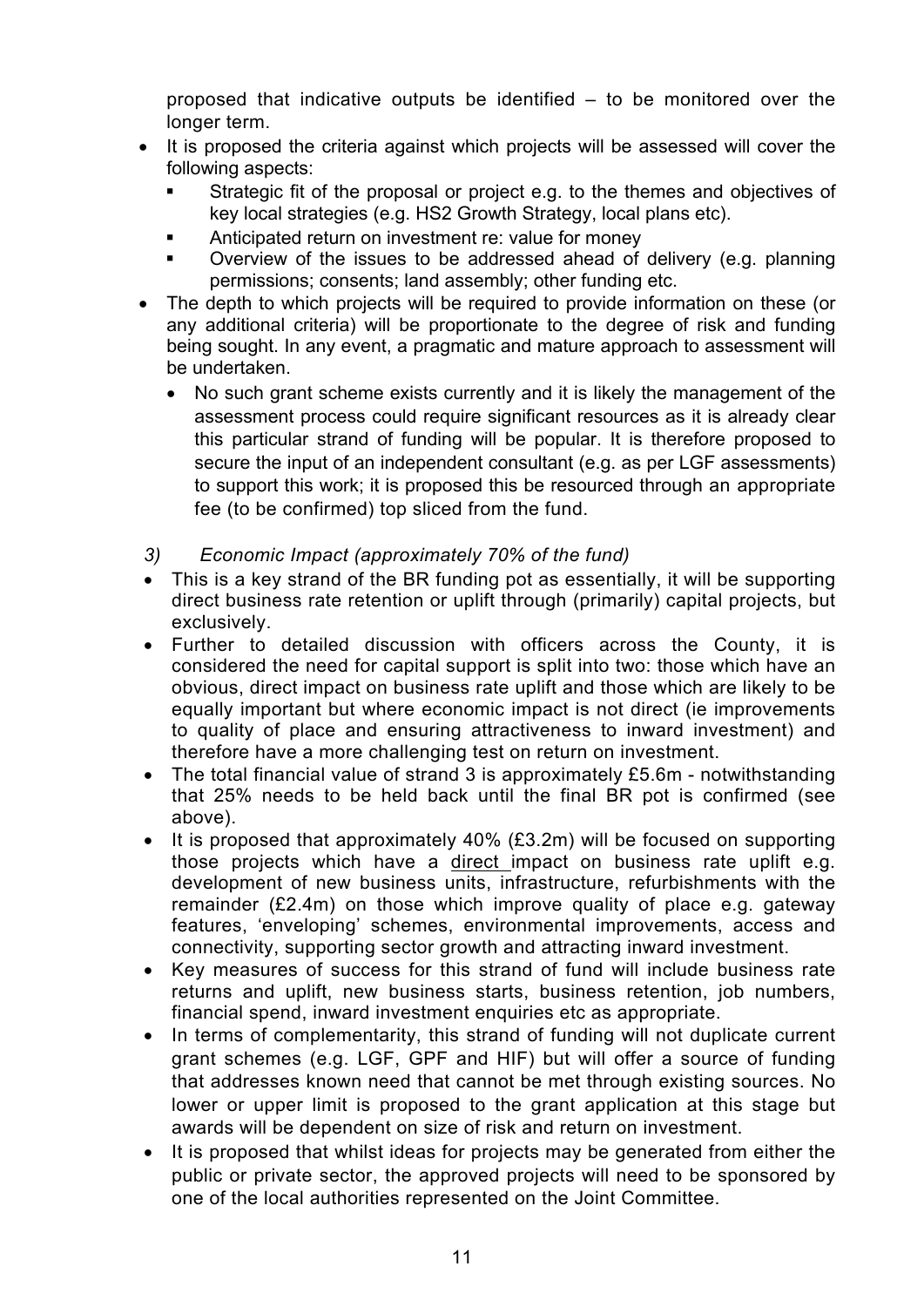proposed that indicative outputs be identified – to be monitored over the longer term.

- It is proposed the criteria against which projects will be assessed will cover the following aspects:
  - Strategic fit of the proposal or project e.g. to the themes and objectives of key local strategies (e.g. HS2 Growth Strategy, local plans etc).
  - Anticipated return on investment re: value for money
  - Overview of the issues to be addressed ahead of delivery (e.g. planning permissions; consents; land assembly; other funding etc.
- The depth to which projects will be required to provide information on these (or any additional criteria) will be proportionate to the degree of risk and funding being sought. In any event, a pragmatic and mature approach to assessment will be undertaken.
  - No such grant scheme exists currently and it is likely the management of the assessment process could require significant resources as it is already clear this particular strand of funding will be popular. It is therefore proposed to secure the input of an independent consultant (e.g. as per LGF assessments) to support this work; it is proposed this be resourced through an appropriate fee (to be confirmed) top sliced from the fund.

*3) Economic Impact (approximately 70% of the fund)*

- This is a key strand of the BR funding pot as essentially, it will be supporting direct business rate retention or uplift through (primarily) capital projects, but exclusively.
- Further to detailed discussion with officers across the County, it is considered the need for capital support is split into two: those which have an obvious, direct impact on business rate uplift and those which are likely to be equally important but where economic impact is not direct (ie improvements to quality of place and ensuring attractiveness to inward investment) and therefore have a more challenging test on return on investment.
- The total financial value of strand 3 is approximately £5.6m - notwithstanding that 25% needs to be held back until the final BR pot is confirmed (see above).
- It is proposed that approximately 40% (£3.2m) will be focused on supporting those projects which have a <u>direct</u> impact on business rate uplift e.g. development of new business units, infrastructure, refurbishments with the remainder (£2.4m) on those which improve quality of place e.g. gateway features, 'enveloping' schemes, environmental improvements, access and connectivity, supporting sector growth and attracting inward investment.
- Key measures of success for this strand of fund will include business rate returns and uplift, new business starts, business retention, job numbers, financial spend, inward investment enquiries etc as appropriate.
- In terms of complementarity, this strand of funding will not duplicate current grant schemes (e.g. LGF, GPF and HIF) but will offer a source of funding that addresses known need that cannot be met through existing sources. No lower or upper limit is proposed to the grant application at this stage but awards will be dependent on size of risk and return on investment.
- It is proposed that whilst ideas for projects may be generated from either the public or private sector, the approved projects will need to be sponsored by one of the local authorities represented on the Joint Committee.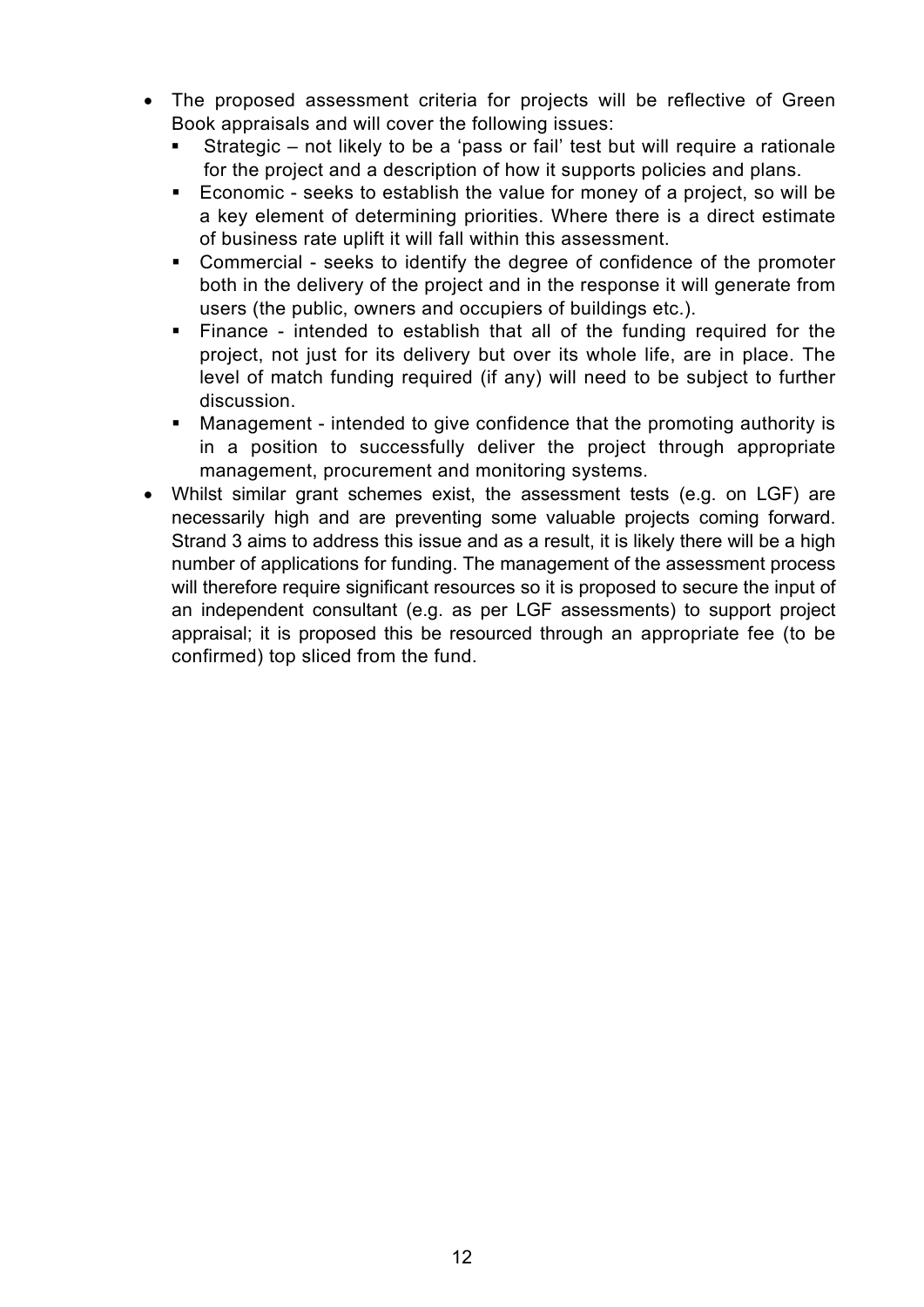- The proposed assessment criteria for projects will be reflective of Green Book appraisals and will cover the following issues:
  - Strategic – not likely to be a 'pass or fail' test but will require a rationale for the project and a description of how it supports policies and plans.
  - Economic - seeks to establish the value for money of a project, so will be a key element of determining priorities. Where there is a direct estimate of business rate uplift it will fall within this assessment.
  - Commercial - seeks to identify the degree of confidence of the promoter both in the delivery of the project and in the response it will generate from users (the public, owners and occupiers of buildings etc.).
  - Finance - intended to establish that all of the funding required for the project, not just for its delivery but over its whole life, are in place. The level of match funding required (if any) will need to be subject to further discussion.
  - Management - intended to give confidence that the promoting authority is in a position to successfully deliver the project through appropriate management, procurement and monitoring systems.
- Whilst similar grant schemes exist, the assessment tests (e.g. on LGF) are necessarily high and are preventing some valuable projects coming forward. Strand 3 aims to address this issue and as a result, it is likely there will be a high number of applications for funding. The management of the assessment process will therefore require significant resources so it is proposed to secure the input of an independent consultant (e.g. as per LGF assessments) to support project appraisal; it is proposed this be resourced through an appropriate fee (to be confirmed) top sliced from the fund.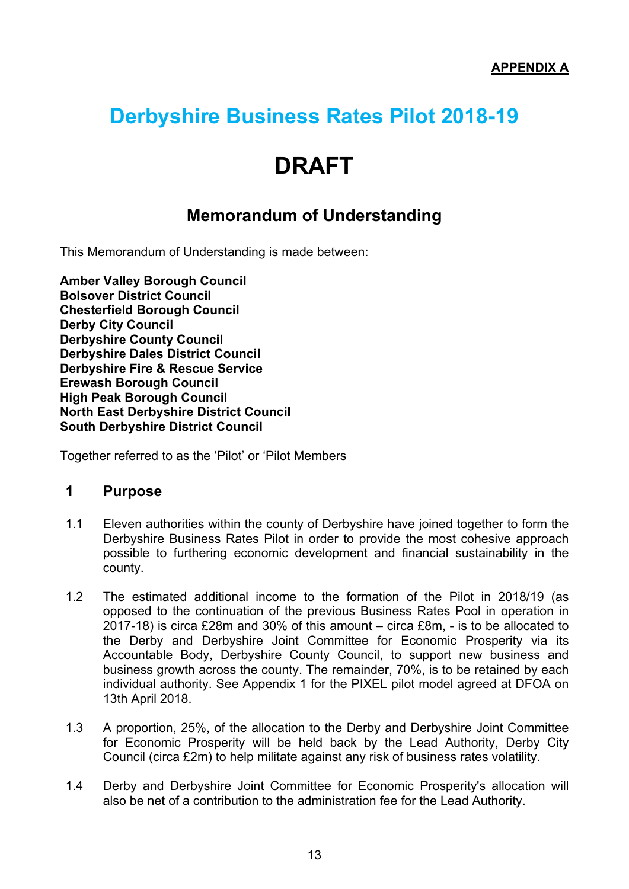**APPENDIX A**

# Derbyshire Business Rates Pilot 2018-19

# DRAFT

## Memorandum of Understanding

This Memorandum of Understanding is made between:

**Amber Valley Borough Council**
**Bolsover District Council**
**Chesterfield Borough Council**
**Derby City Council**
**Derbyshire County Council**
**Derbyshire Dales District Council**
**Derbyshire Fire & Rescue Service**
**Erewash Borough Council**
**High Peak Borough Council**
**North East Derbyshire District Council**
**South Derbyshire District Council**

Together referred to as the 'Pilot' or 'Pilot Members

## 1 Purpose

1.1 Eleven authorities within the county of Derbyshire have joined together to form the Derbyshire Business Rates Pilot in order to provide the most cohesive approach possible to furthering economic development and financial sustainability in the county.

1.2 The estimated additional income to the formation of the Pilot in 2018/19 (as opposed to the continuation of the previous Business Rates Pool in operation in 2017-18) is circa £28m and 30% of this amount – circa £8m, - is to be allocated to the Derby and Derbyshire Joint Committee for Economic Prosperity via its Accountable Body, Derbyshire County Council, to support new business and business growth across the county. The remainder, 70%, is to be retained by each individual authority. See Appendix 1 for the PIXEL pilot model agreed at DFOA on 13th April 2018.

1.3 A proportion, 25%, of the allocation to the Derby and Derbyshire Joint Committee for Economic Prosperity will be held back by the Lead Authority, Derby City Council (circa £2m) to help militate against any risk of business rates volatility.

1.4 Derby and Derbyshire Joint Committee for Economic Prosperity's allocation will also be net of a contribution to the administration fee for the Lead Authority.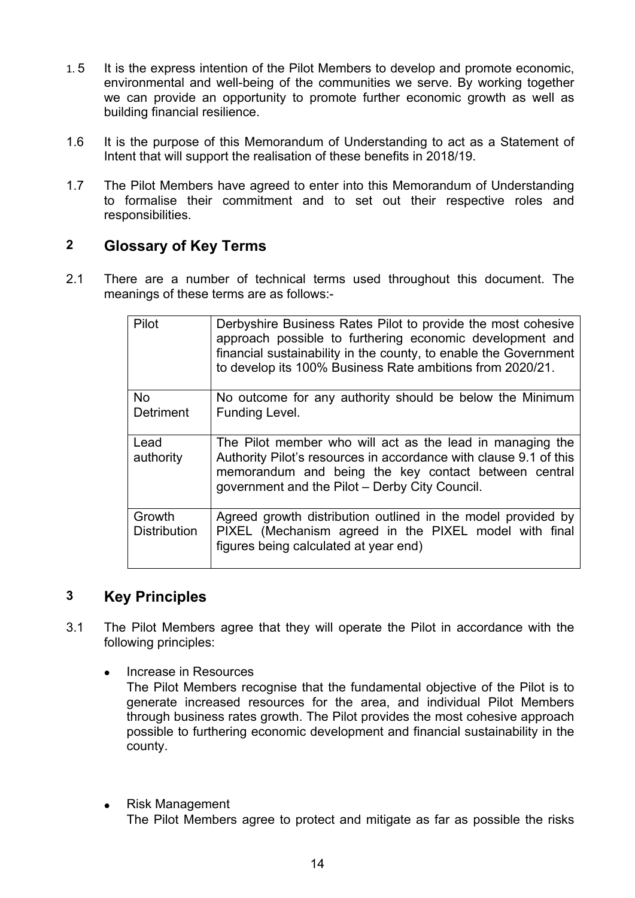1.5 It is the express intention of the Pilot Members to develop and promote economic, environmental and well-being of the communities we serve. By working together we can provide an opportunity to promote further economic growth as well as building financial resilience.

1.6 It is the purpose of this Memorandum of Understanding to act as a Statement of Intent that will support the realisation of these benefits in 2018/19.

1.7 The Pilot Members have agreed to enter into this Memorandum of Understanding to formalise their commitment and to set out their respective roles and responsibilities.

## 2 Glossary of Key Terms

2.1 There are a number of technical terms used throughout this document. The meanings of these terms are as follows:-

| Pilot | Derbyshire Business Rates Pilot to provide the most cohesive approach possible to furthering economic development and financial sustainability in the county, to enable the Government to develop its 100% Business Rate ambitions from 2020/21. |
|---|---|
| No Detriment | No outcome for any authority should be below the Minimum Funding Level. |
| Lead authority | The Pilot member who will act as the lead in managing the Authority Pilot's resources in accordance with clause 9.1 of this memorandum and being the key contact between central government and the Pilot – Derby City Council. |
| Growth Distribution | Agreed growth distribution outlined in the model provided by PIXEL (Mechanism agreed in the PIXEL model with final figures being calculated at year end) |

## 3 Key Principles

3.1 The Pilot Members agree that they will operate the Pilot in accordance with the following principles:

- Increase in Resources
  The Pilot Members recognise that the fundamental objective of the Pilot is to generate increased resources for the area, and individual Pilot Members through business rates growth. The Pilot provides the most cohesive approach possible to furthering economic development and financial sustainability in the county.

- Risk Management
  The Pilot Members agree to protect and mitigate as far as possible the risks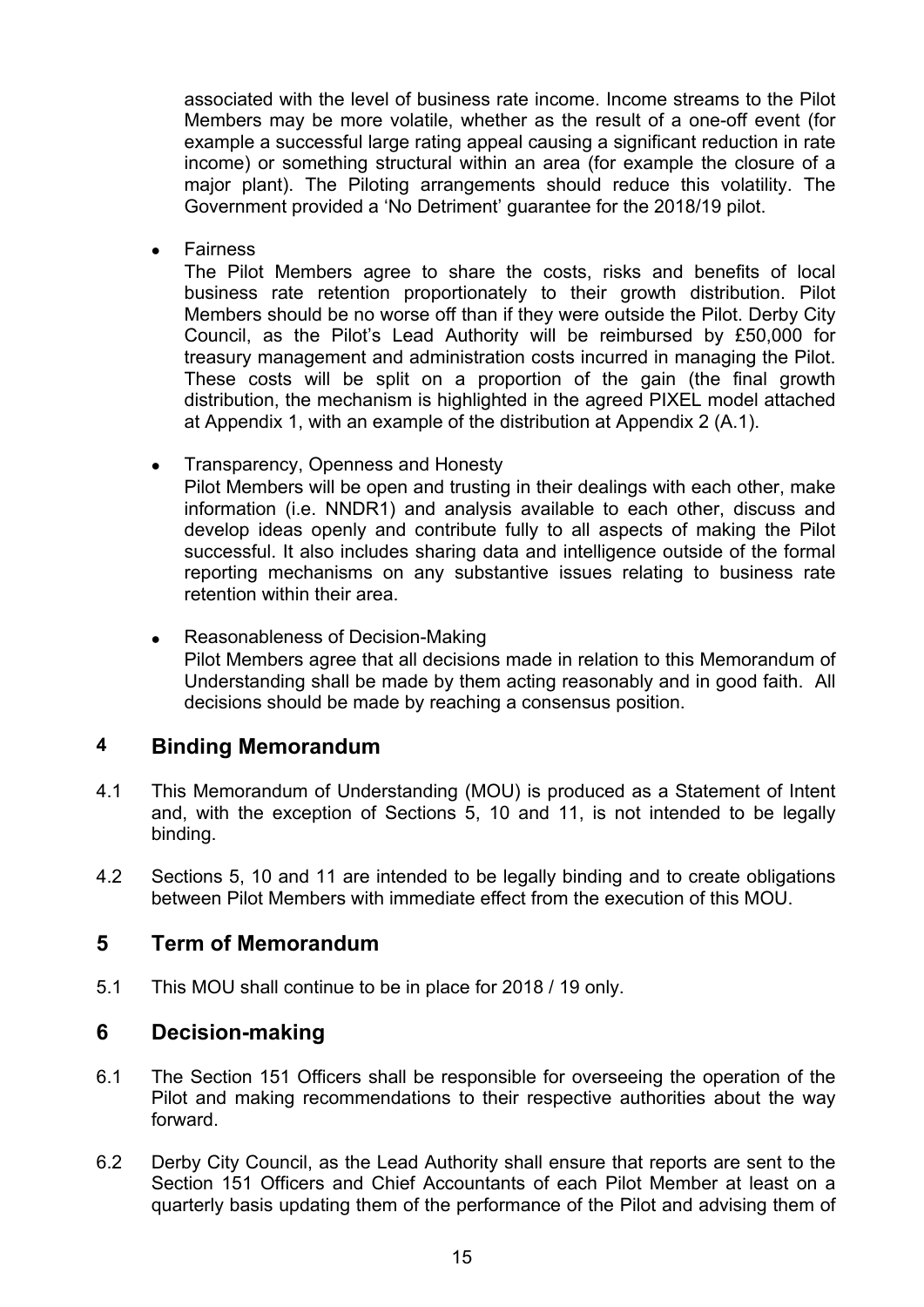associated with the level of business rate income. Income streams to the Pilot Members may be more volatile, whether as the result of a one-off event (for example a successful large rating appeal causing a significant reduction in rate income) or something structural within an area (for example the closure of a major plant). The Piloting arrangements should reduce this volatility. The Government provided a 'No Detriment' guarantee for the 2018/19 pilot.

- Fairness
  The Pilot Members agree to share the costs, risks and benefits of local business rate retention proportionately to their growth distribution. Pilot Members should be no worse off than if they were outside the Pilot. Derby City Council, as the Pilot's Lead Authority will be reimbursed by £50,000 for treasury management and administration costs incurred in managing the Pilot. These costs will be split on a proportion of the gain (the final growth distribution, the mechanism is highlighted in the agreed PIXEL model attached at Appendix 1, with an example of the distribution at Appendix 2 (A.1).

- Transparency, Openness and Honesty
  Pilot Members will be open and trusting in their dealings with each other, make information (i.e. NNDR1) and analysis available to each other, discuss and develop ideas openly and contribute fully to all aspects of making the Pilot successful. It also includes sharing data and intelligence outside of the formal reporting mechanisms on any substantive issues relating to business rate retention within their area.

- Reasonableness of Decision-Making
  Pilot Members agree that all decisions made in relation to this Memorandum of Understanding shall be made by them acting reasonably and in good faith. All decisions should be made by reaching a consensus position.

## 4 Binding Memorandum

4.1 This Memorandum of Understanding (MOU) is produced as a Statement of Intent and, with the exception of Sections 5, 10 and 11, is not intended to be legally binding.

4.2 Sections 5, 10 and 11 are intended to be legally binding and to create obligations between Pilot Members with immediate effect from the execution of this MOU.

## 5 Term of Memorandum

5.1 This MOU shall continue to be in place for 2018 / 19 only.

## 6 Decision-making

6.1 The Section 151 Officers shall be responsible for overseeing the operation of the Pilot and making recommendations to their respective authorities about the way forward.

6.2 Derby City Council, as the Lead Authority shall ensure that reports are sent to the Section 151 Officers and Chief Accountants of each Pilot Member at least on a quarterly basis updating them of the performance of the Pilot and advising them of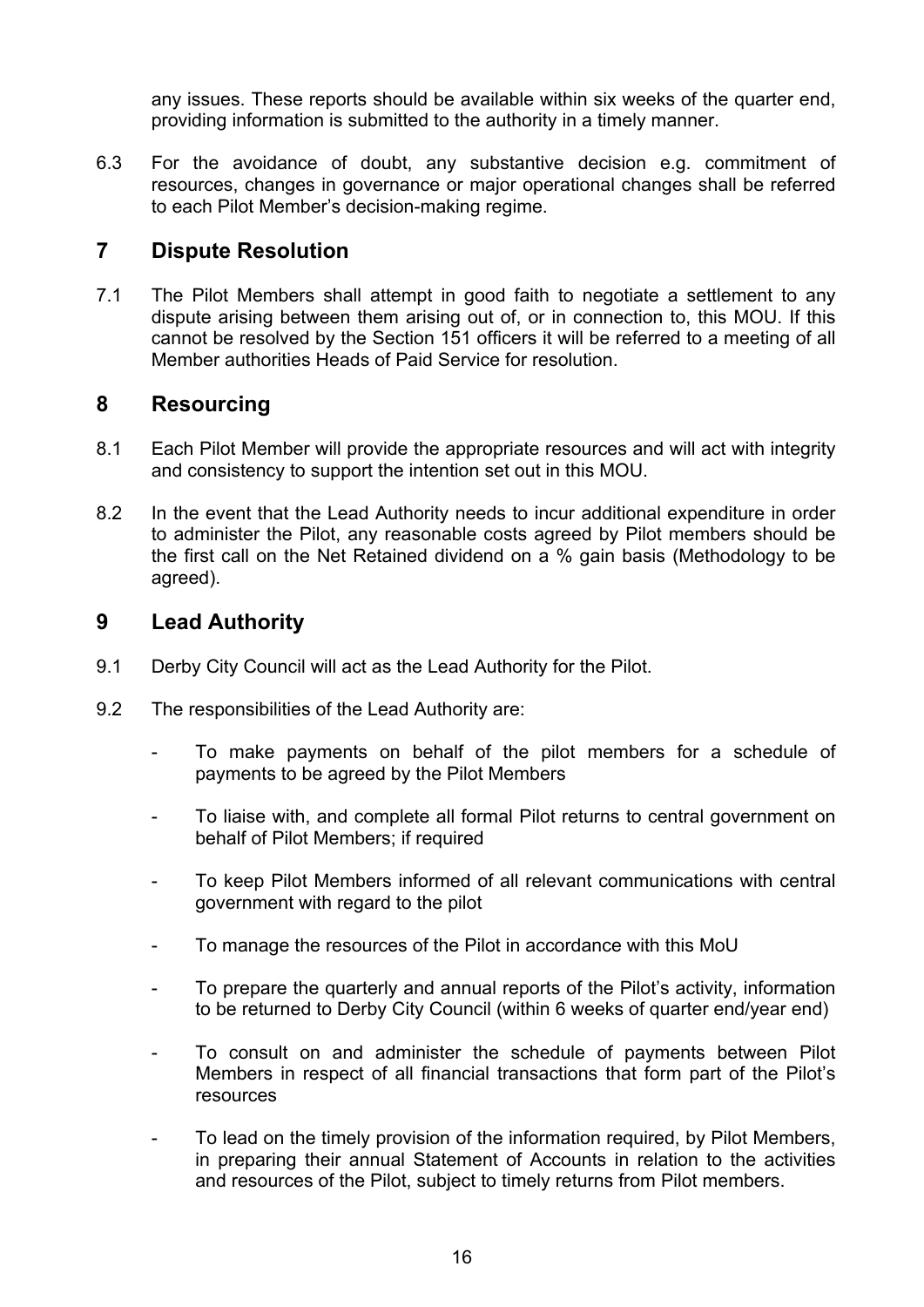any issues. These reports should be available within six weeks of the quarter end, providing information is submitted to the authority in a timely manner.

6.3 For the avoidance of doubt, any substantive decision e.g. commitment of resources, changes in governance or major operational changes shall be referred to each Pilot Member's decision-making regime.

## 7 Dispute Resolution

7.1 The Pilot Members shall attempt in good faith to negotiate a settlement to any dispute arising between them arising out of, or in connection to, this MOU. If this cannot be resolved by the Section 151 officers it will be referred to a meeting of all Member authorities Heads of Paid Service for resolution.

## 8 Resourcing

8.1 Each Pilot Member will provide the appropriate resources and will act with integrity and consistency to support the intention set out in this MOU.

8.2 In the event that the Lead Authority needs to incur additional expenditure in order to administer the Pilot, any reasonable costs agreed by Pilot members should be the first call on the Net Retained dividend on a % gain basis (Methodology to be agreed).

## 9 Lead Authority

9.1 Derby City Council will act as the Lead Authority for the Pilot.

9.2 The responsibilities of the Lead Authority are:

- To make payments on behalf of the pilot members for a schedule of payments to be agreed by the Pilot Members
- To liaise with, and complete all formal Pilot returns to central government on behalf of Pilot Members; if required
- To keep Pilot Members informed of all relevant communications with central government with regard to the pilot
- To manage the resources of the Pilot in accordance with this MoU
- To prepare the quarterly and annual reports of the Pilot's activity, information to be returned to Derby City Council (within 6 weeks of quarter end/year end)
- To consult on and administer the schedule of payments between Pilot Members in respect of all financial transactions that form part of the Pilot's resources
- To lead on the timely provision of the information required, by Pilot Members, in preparing their annual Statement of Accounts in relation to the activities and resources of the Pilot, subject to timely returns from Pilot members.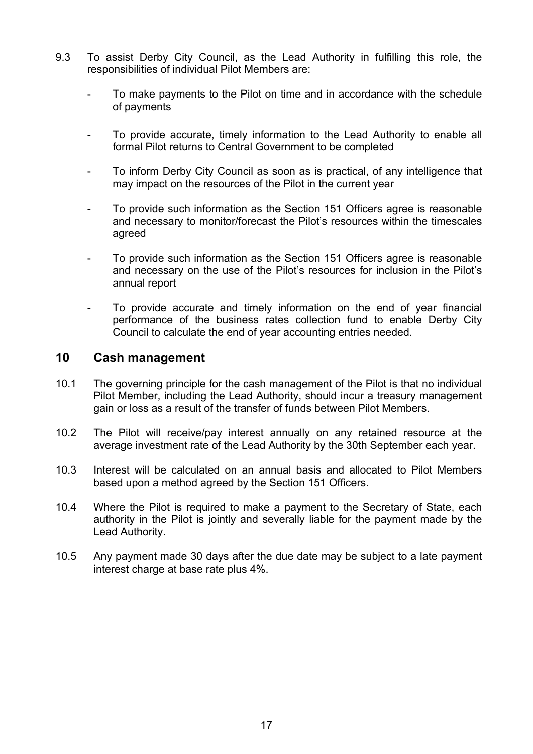9.3 To assist Derby City Council, as the Lead Authority in fulfilling this role, the responsibilities of individual Pilot Members are:

- To make payments to the Pilot on time and in accordance with the schedule of payments
- To provide accurate, timely information to the Lead Authority to enable all formal Pilot returns to Central Government to be completed
- To inform Derby City Council as soon as is practical, of any intelligence that may impact on the resources of the Pilot in the current year
- To provide such information as the Section 151 Officers agree is reasonable and necessary to monitor/forecast the Pilot's resources within the timescales agreed
- To provide such information as the Section 151 Officers agree is reasonable and necessary on the use of the Pilot's resources for inclusion in the Pilot's annual report
- To provide accurate and timely information on the end of year financial performance of the business rates collection fund to enable Derby City Council to calculate the end of year accounting entries needed.

## 10 Cash management

10.1 The governing principle for the cash management of the Pilot is that no individual Pilot Member, including the Lead Authority, should incur a treasury management gain or loss as a result of the transfer of funds between Pilot Members.

10.2 The Pilot will receive/pay interest annually on any retained resource at the average investment rate of the Lead Authority by the 30th September each year.

10.3 Interest will be calculated on an annual basis and allocated to Pilot Members based upon a method agreed by the Section 151 Officers.

10.4 Where the Pilot is required to make a payment to the Secretary of State, each authority in the Pilot is jointly and severally liable for the payment made by the Lead Authority.

10.5 Any payment made 30 days after the due date may be subject to a late payment interest charge at base rate plus 4%.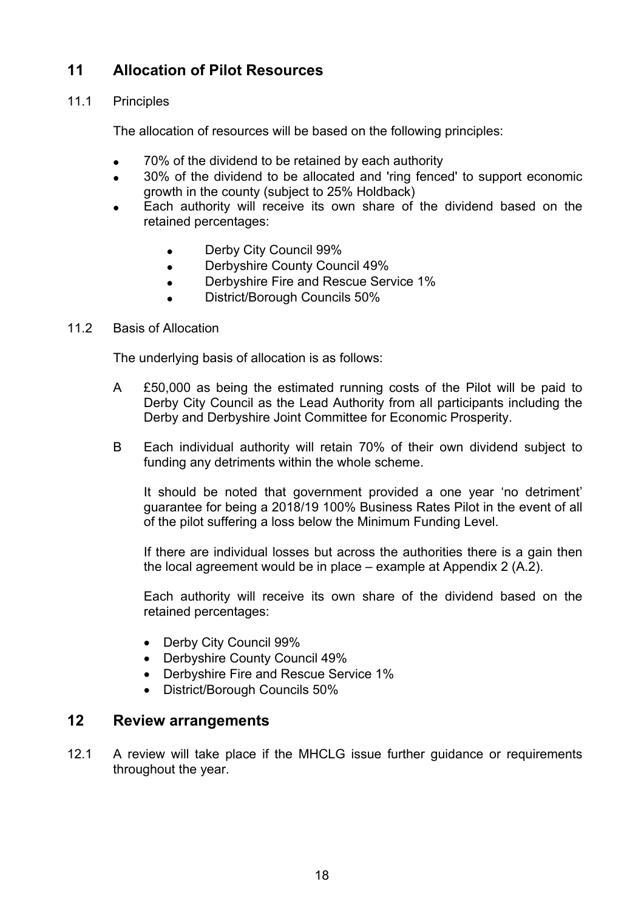## 11 Allocation of Pilot Resources

### 11.1 Principles

The allocation of resources will be based on the following principles:

- 70% of the dividend to be retained by each authority
- 30% of the dividend to be allocated and 'ring fenced' to support economic growth in the county (subject to 25% Holdback)
- Each authority will receive its own share of the dividend based on the retained percentages:
  - Derby City Council 99%
  - Derbyshire County Council 49%
  - Derbyshire Fire and Rescue Service 1%
  - District/Borough Councils 50%

### 11.2 Basis of Allocation

The underlying basis of allocation is as follows:

A £50,000 as being the estimated running costs of the Pilot will be paid to Derby City Council as the Lead Authority from all participants including the Derby and Derbyshire Joint Committee for Economic Prosperity.

B Each individual authority will retain 70% of their own dividend subject to funding any detriments within the whole scheme.

It should be noted that government provided a one year 'no detriment' guarantee for being a 2018/19 100% Business Rates Pilot in the event of all of the pilot suffering a loss below the Minimum Funding Level.

If there are individual losses but across the authorities there is a gain then the local agreement would be in place – example at Appendix 2 (A.2).

Each authority will receive its own share of the dividend based on the retained percentages:

- Derby City Council 99%
- Derbyshire County Council 49%
- Derbyshire Fire and Rescue Service 1%
- District/Borough Councils 50%

## 12 Review arrangements

12.1 A review will take place if the MHCLG issue further guidance or requirements throughout the year.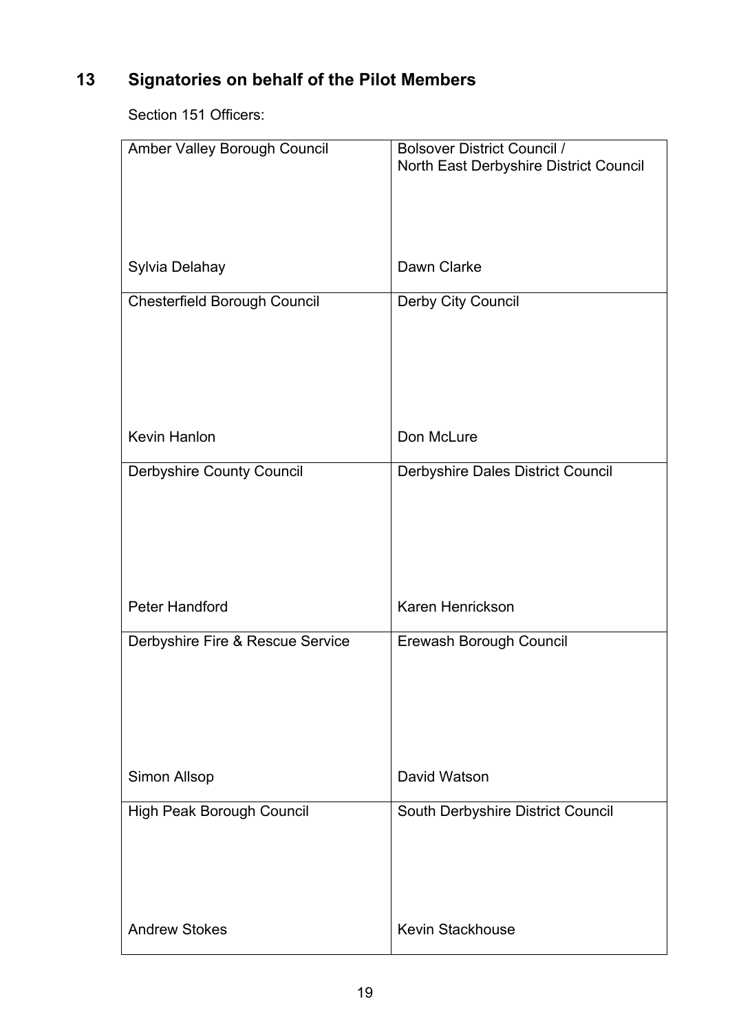## 13 Signatories on behalf of the Pilot Members

Section 151 Officers:

| Amber Valley Borough Council<br><br><br><br>Sylvia Delahay | Bolsover District Council / North East Derbyshire District Council<br><br><br><br>Dawn Clarke |
|---|---|
| Chesterfield Borough Council<br><br><br><br>Kevin Hanlon | Derby City Council<br><br><br><br>Don McLure |
| Derbyshire County Council<br><br><br><br>Peter Handford | Derbyshire Dales District Council<br><br><br><br>Karen Henrickson |
| Derbyshire Fire & Rescue Service<br><br><br><br>Simon Allsop | Erewash Borough Council<br><br><br><br>David Watson |
| High Peak Borough Council<br><br><br><br>Andrew Stokes | South Derbyshire District Council<br><br><br><br>Kevin Stackhouse |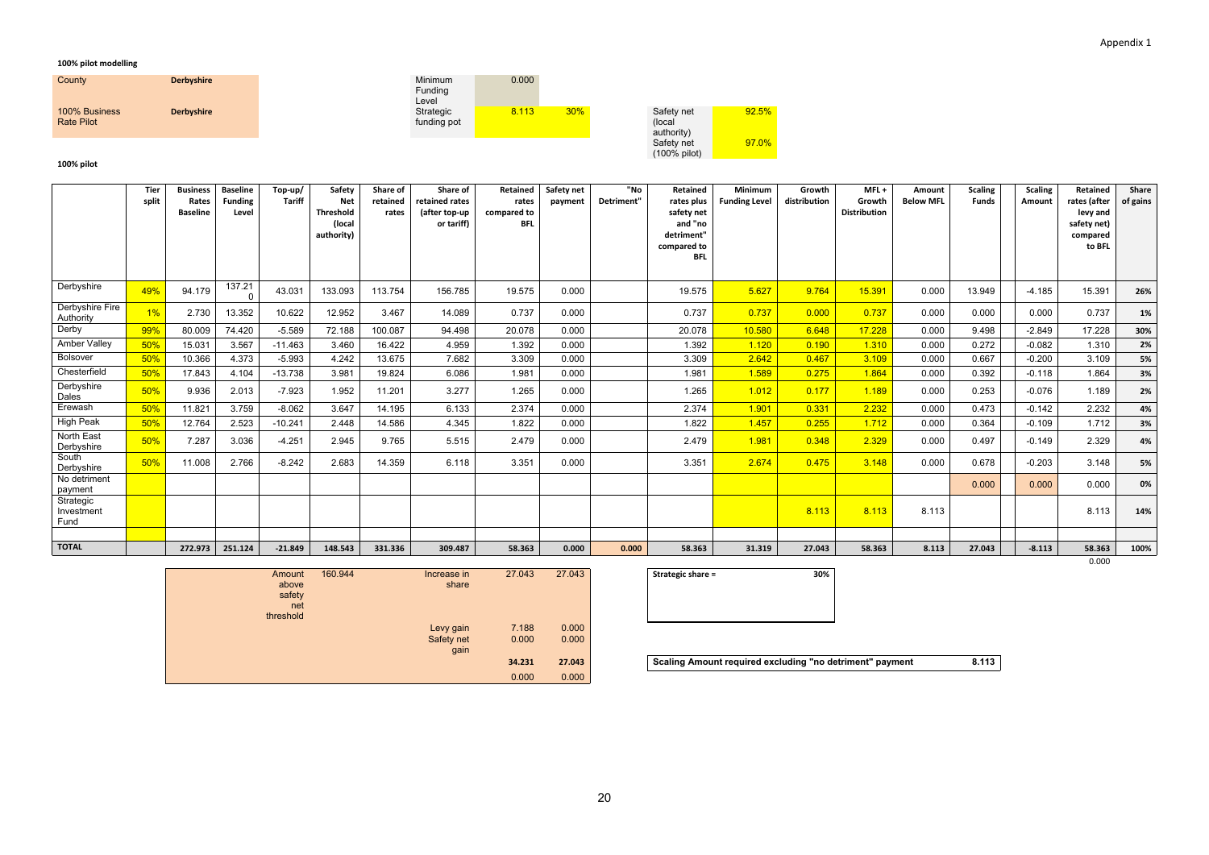Appendix 1

**100% pilot modelling**

| | |
|---|---|
| County | **Derbyshire** |
| 100% Business Rate Pilot | **Derbyshire** |

| | | |
|---|---|---|
| Minimum Funding Level | 0.000 | |
| Strategic funding pot | 8.113 | 30% |

| | |
|---|---|
| Safety net (local authority) | 92.5% |
| Safety net (100% pilot) | 97.0% |

**100% pilot**

| | Tier split | Business Rates Baseline | Baseline Funding Level | Top-up/ Tariff | Safety Net Threshold (local authority) | Share of retained rates | Share of retained rates (after top-up or tariff) | Retained rates compared to BFL | Safety net payment | "No Detriment" | Retained rates plus safety net and "no detriment" compared to BFL | Minimum Funding Level | Growth distribution | MFL + Growth Distribution | Amount Below MFL | Scaling Funds | Scaling Amount | Retained rates (after levy and safety net) compared to BFL | Share of gains |
|---|---|---|---|---|---|---|---|---|---|---|---|---|---|---|---|---|---|---|---|
| Derbyshire | 49% | 94.179 | 137.210 | 43.031 | 133.093 | 113.754 | 156.785 | 19.575 | 0.000 | | 19.575 | 5.627 | 9.764 | 15.391 | 0.000 | 13.949 | -4.185 | 15.391 | 26% |
| Derbyshire Fire Authority | 1% | 2.730 | 13.352 | 10.622 | 12.952 | 3.467 | 14.089 | 0.737 | 0.000 | | 0.737 | 0.737 | 0.000 | 0.737 | 0.000 | 0.000 | 0.000 | 0.737 | 1% |
| Derby | 99% | 80.009 | 74.420 | -5.589 | 72.188 | 100.087 | 94.498 | 20.078 | 0.000 | | 20.078 | 10.580 | 6.648 | 17.228 | 0.000 | 9.498 | -2.849 | 17.228 | 30% |
| Amber Valley | 50% | 15.031 | 3.567 | -11.463 | 3.460 | 16.422 | 4.959 | 1.392 | 0.000 | | 1.392 | 1.120 | 0.190 | 1.310 | 0.000 | 0.272 | -0.082 | 1.310 | 2% |
| Bolsover | 50% | 10.366 | 4.373 | -5.993 | 4.242 | 13.675 | 7.682 | 3.309 | 0.000 | | 3.309 | 2.642 | 0.467 | 3.109 | 0.000 | 0.667 | -0.200 | 3.109 | 5% |
| Chesterfield | 50% | 17.843 | 4.104 | -13.738 | 3.981 | 19.824 | 6.086 | 1.981 | 0.000 | | 1.981 | 1.589 | 0.275 | 1.864 | 0.000 | 0.392 | -0.118 | 1.864 | 3% |
| Derbyshire Dales | 50% | 9.936 | 2.013 | -7.923 | 1.952 | 11.201 | 3.277 | 1.265 | 0.000 | | 1.265 | 1.012 | 0.177 | 1.189 | 0.000 | 0.253 | -0.076 | 1.189 | 2% |
| Erewash | 50% | 11.821 | 3.759 | -8.062 | 3.647 | 14.195 | 6.133 | 2.374 | 0.000 | | 2.374 | 1.901 | 0.331 | 2.232 | 0.000 | 0.473 | -0.142 | 2.232 | 4% |
| High Peak | 50% | 12.764 | 2.523 | -10.241 | 2.448 | 14.586 | 4.345 | 1.822 | 0.000 | | 1.822 | 1.457 | 0.255 | 1.712 | 0.000 | 0.364 | -0.109 | 1.712 | 3% |
| North East Derbyshire | 50% | 7.287 | 3.036 | -4.251 | 2.945 | 9.765 | 5.515 | 2.479 | 0.000 | | 2.479 | 1.981 | 0.348 | 2.329 | 0.000 | 0.497 | -0.149 | 2.329 | 4% |
| South Derbyshire | 50% | 11.008 | 2.766 | -8.242 | 2.683 | 14.359 | 6.118 | 3.351 | 0.000 | | 3.351 | 2.674 | 0.475 | 3.148 | 0.000 | 0.678 | -0.203 | 3.148 | 5% |
| No detriment payment | | | | | | | | | | | | | | | | 0.000 | 0.000 | 0.000 | 0% |
| Strategic Investment Fund | | | | | | | | | | | | | 8.113 | 8.113 | 8.113 | | | 8.113 | 14% |
| | | | | | | | | | | | | | | | | | | | |
| **TOTAL** | | **272.973** | **251.124** | **-21.849** | **148.543** | **331.336** | **309.487** | **58.363** | **0.000** | **0.000** | **58.363** | **31.319** | **27.043** | **58.363** | **8.113** | **27.043** | **-8.113** | **58.363** | **100%** |
| | | | | | | | | | | | | | | | | | | 0.000 | |

| | | | | |
|---|---|---|---|---|
| Amount above safety net threshold | 160.944 | Increase in share | 27.043 | 27.043 |
| | | Levy gain | 7.188 | 0.000 |
| | | Safety net gain | 0.000 | 0.000 |
| | | | **34.231** | **27.043** |
| | | | 0.000 | 0.000 |

| | |
|---|---|
| **Strategic share =** | **30%** |

| | |
|---|---|
| **Scaling Amount required excluding "no detriment" payment** | **8.113** |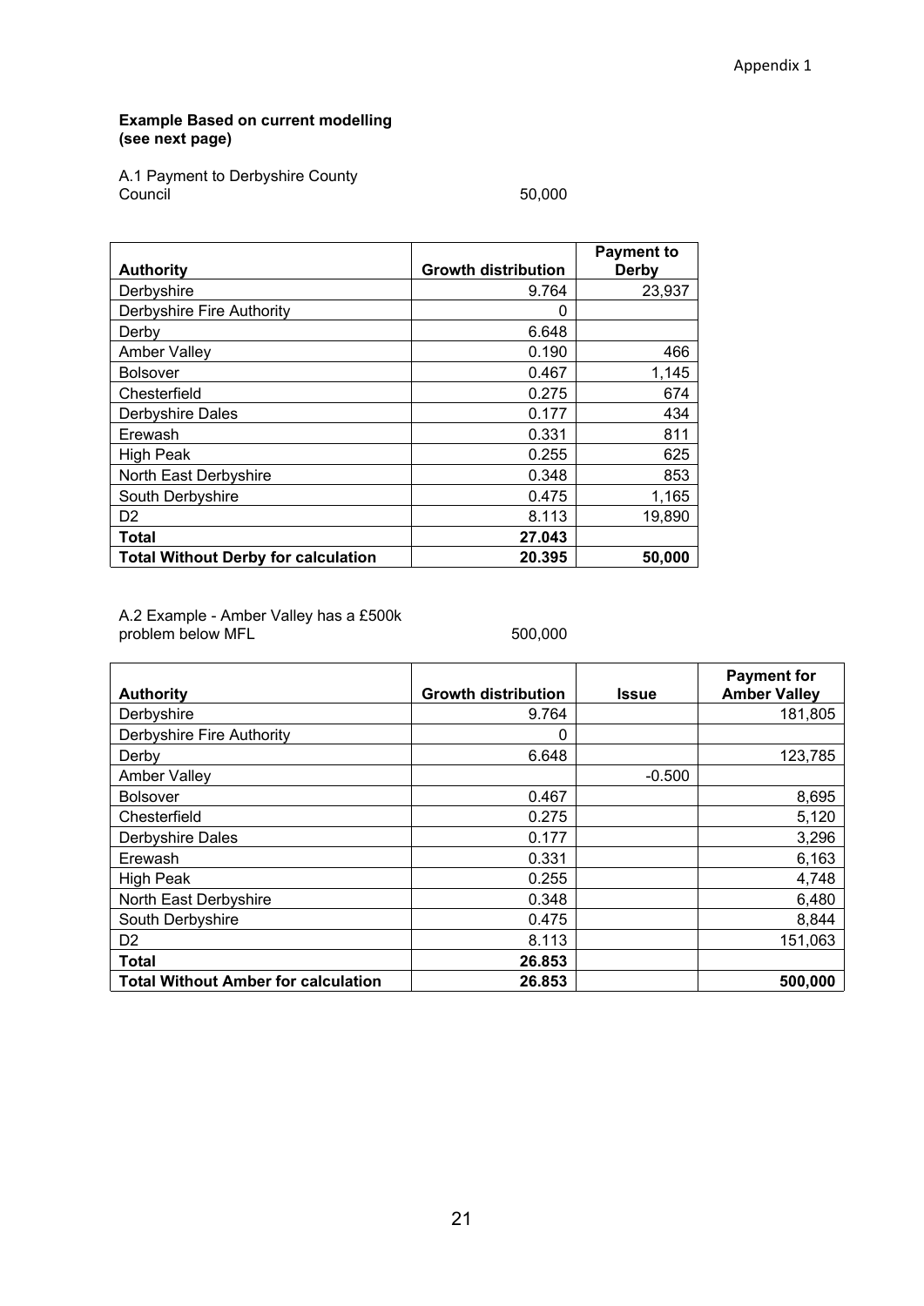Appendix 1

**Example Based on current modelling (see next page)**

A.1 Payment to Derbyshire County Council 50,000

| Authority | Growth distribution | Payment to Derby |
|---|---|---|
| Derbyshire | 9.764 | 23,937 |
| Derbyshire Fire Authority | 0 | |
| Derby | 6.648 | |
| Amber Valley | 0.190 | 466 |
| Bolsover | 0.467 | 1,145 |
| Chesterfield | 0.275 | 674 |
| Derbyshire Dales | 0.177 | 434 |
| Erewash | 0.331 | 811 |
| High Peak | 0.255 | 625 |
| North East Derbyshire | 0.348 | 853 |
| South Derbyshire | 0.475 | 1,165 |
| D2 | 8.113 | 19,890 |
| **Total** | **27.043** | |
| **Total Without Derby for calculation** | **20.395** | **50,000** |

A.2 Example - Amber Valley has a £500k problem below MFL 500,000

| Authority | Growth distribution | Issue | Payment for Amber Valley |
|---|---|---|---|
| Derbyshire | 9.764 | | 181,805 |
| Derbyshire Fire Authority | 0 | | |
| Derby | 6.648 | | 123,785 |
| Amber Valley | | -0.500 | |
| Bolsover | 0.467 | | 8,695 |
| Chesterfield | 0.275 | | 5,120 |
| Derbyshire Dales | 0.177 | | 3,296 |
| Erewash | 0.331 | | 6,163 |
| High Peak | 0.255 | | 4,748 |
| North East Derbyshire | 0.348 | | 6,480 |
| South Derbyshire | 0.475 | | 8,844 |
| D2 | 8.113 | | 151,063 |
| **Total** | **26.853** | | |
| **Total Without Amber for calculation** | **26.853** | | **500,000** |